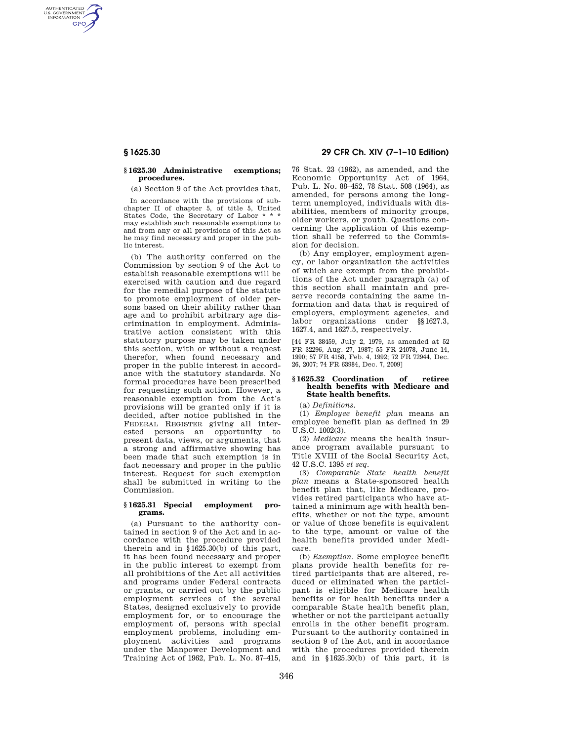### § 1625.30 Administrative exemptions; procedures.

(a) Section 9 of the Act provides that,

> In accordance with the provisions of subchapter II of chapter 5, of title 5, United States Code, the Secretary of Labor * * * may establish such reasonable exemptions to and from any or all provisions of this Act as he may find necessary and proper in the public interest.

(b) The authority conferred on the Commission by section 9 of the Act to establish reasonable exemptions will be exercised with caution and due regard for the remedial purpose of the statute to promote employment of older persons based on their ability rather than age and to prohibit arbitrary age discrimination in employment. Administrative action consistent with this statutory purpose may be taken under this section, with or without a request therefor, when found necessary and proper in the public interest in accordance with the statutory standards. No formal procedures have been prescribed for requesting such action. However, a reasonable exemption from the Act's provisions will be granted only if it is decided, after notice published in the FEDERAL REGISTER giving all interested persons an opportunity to present data, views, or arguments, that a strong and affirmative showing has been made that such exemption is in fact necessary and proper in the public interest. Request for such exemption shall be submitted in writing to the Commission.

### § 1625.31 Special employment programs.

(a) Pursuant to the authority contained in section 9 of the Act and in accordance with the procedure provided therein and in §1625.30(b) of this part, it has been found necessary and proper in the public interest to exempt from all prohibitions of the Act all activities and programs under Federal contracts or grants, or carried out by the public employment services of the several States, designed exclusively to provide employment for, or to encourage the employment of, persons with special employment problems, including employment activities and programs under the Manpower Development and Training Act of 1962, Pub. L. No. 87–415, 76 Stat. 23 (1962), as amended, and the Economic Opportunity Act of 1964, Pub. L. No. 88–452, 78 Stat. 508 (1964), as amended, for persons among the long-term unemployed, individuals with disabilities, members of minority groups, older workers, or youth. Questions concerning the application of this exemption shall be referred to the Commission for decision.

(b) Any employer, employment agency, or labor organization the activities of which are exempt from the prohibitions of the Act under paragraph (a) of this section shall maintain and preserve records containing the same information and data that is required of employers, employment agencies, and labor organizations under §§1627.3, 1627.4, and 1627.5, respectively.

[44 FR 38459, July 2, 1979, as amended at 52 FR 32296, Aug. 27, 1987; 55 FR 24078, June 14, 1990; 57 FR 4158, Feb. 4, 1992; 72 FR 72944, Dec. 26, 2007; 74 FR 63984, Dec. 7, 2009]

### § 1625.32 Coordination of retiree health benefits with Medicare and State health benefits.

(a) *Definitions.*

(1) *Employee benefit plan* means an employee benefit plan as defined in 29 U.S.C. 1002(3).

(2) *Medicare* means the health insurance program available pursuant to Title XVIII of the Social Security Act, 42 U.S.C. 1395 *et seq.*

(3) *Comparable State health benefit plan* means a State-sponsored health benefit plan that, like Medicare, provides retired participants who have attained a minimum age with health benefits, whether or not the type, amount or value of those benefits is equivalent to the type, amount or value of the health benefits provided under Medicare.

(b) *Exemption.* Some employee benefit plans provide health benefits for retired participants that are altered, reduced or eliminated when the participant is eligible for Medicare health benefits or for health benefits under a comparable State health benefit plan, whether or not the participant actually enrolls in the other benefit program. Pursuant to the authority contained in section 9 of the Act, and in accordance with the procedures provided therein and in §1625.30(b) of this part, it is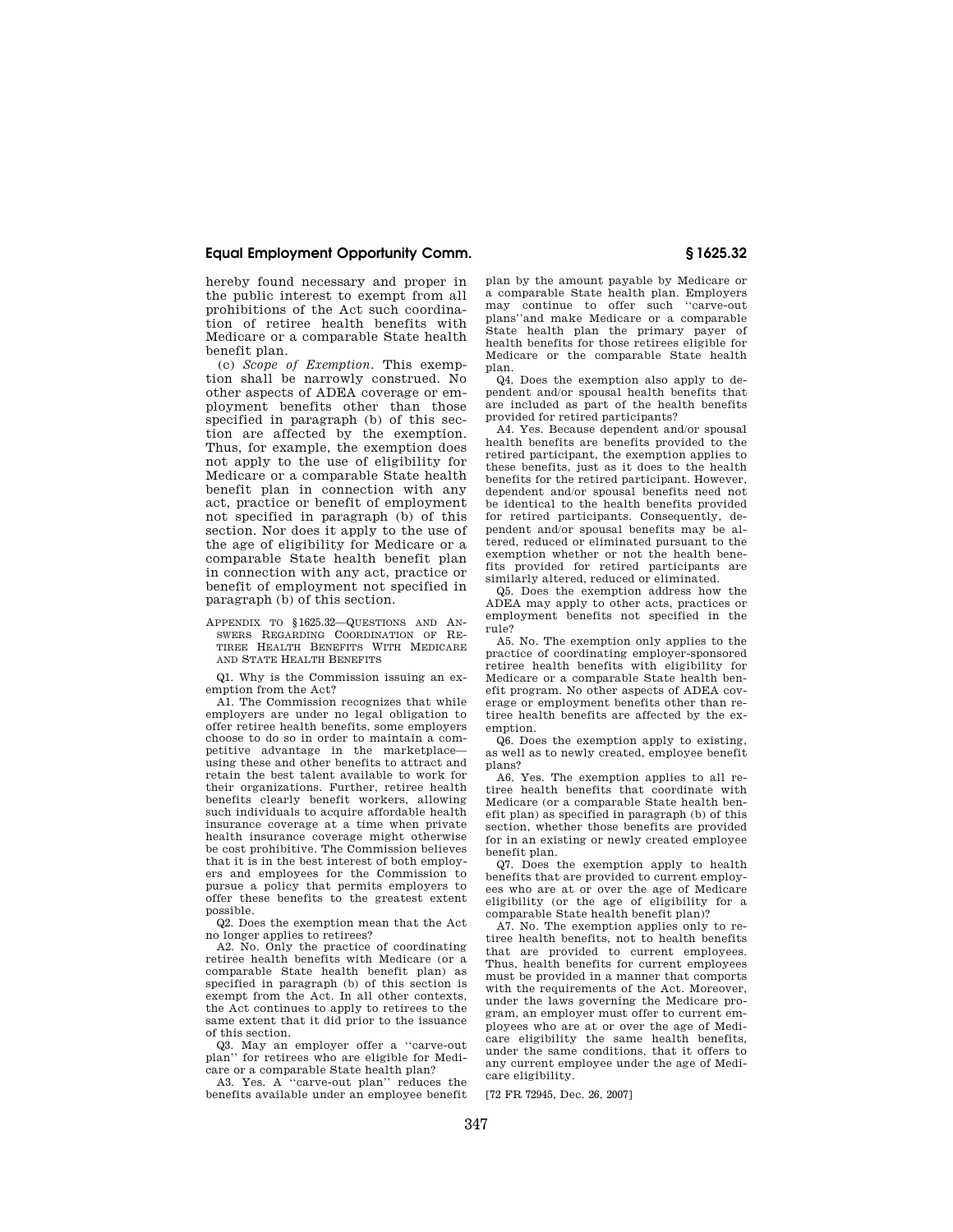hereby found necessary and proper in the public interest to exempt from all prohibitions of the Act such coordination of retiree health benefits with Medicare or a comparable State health benefit plan.

(c) *Scope of Exemption.* This exemption shall be narrowly construed. No other aspects of ADEA coverage or employment benefits other than those specified in paragraph (b) of this section are affected by the exemption. Thus, for example, the exemption does not apply to the use of eligibility for Medicare or a comparable State health benefit plan in connection with any act, practice or benefit of employment not specified in paragraph (b) of this section. Nor does it apply to the use of the age of eligibility for Medicare or a comparable State health benefit plan in connection with any act, practice or benefit of employment not specified in paragraph (b) of this section.

APPENDIX TO §1625.32—QUESTIONS AND ANSWERS REGARDING COORDINATION OF RETIREE HEALTH BENEFITS WITH MEDICARE AND STATE HEALTH BENEFITS

Q1. Why is the Commission issuing an exemption from the Act?

A1. The Commission recognizes that while employers are under no legal obligation to offer retiree health benefits, some employers choose to do so in order to maintain a competitive advantage in the marketplace—using these and other benefits to attract and retain the best talent available to work for their organizations. Further, retiree health benefits clearly benefit workers, allowing such individuals to acquire affordable health insurance coverage at a time when private health insurance coverage might otherwise be cost prohibitive. The Commission believes that it is in the best interest of both employers and employees for the Commission to pursue a policy that permits employers to offer these benefits to the greatest extent possible.

Q2. Does the exemption mean that the Act no longer applies to retirees?

A2. No. Only the practice of coordinating retiree health benefits with Medicare (or a comparable State health benefit plan) as specified in paragraph (b) of this section is exempt from the Act. In all other contexts, the Act continues to apply to retirees to the same extent that it did prior to the issuance of this section.

Q3. May an employer offer a "carve-out plan" for retirees who are eligible for Medicare or a comparable State health plan?

A3. Yes. A "carve-out plan" reduces the benefits available under an employee benefit plan by the amount payable by Medicare or a comparable State health plan. Employers may continue to offer such "carve-out plans"and make Medicare or a comparable State health plan the primary payer of health benefits for those retirees eligible for Medicare or the comparable State health plan.

Q4. Does the exemption also apply to dependent and/or spousal health benefits that are included as part of the health benefits provided for retired participants?

A4. Yes. Because dependent and/or spousal health benefits are benefits provided to the retired participant, the exemption applies to these benefits, just as it does to the health benefits for the retired participant. However, dependent and/or spousal benefits need not be identical to the health benefits provided for retired participants. Consequently, dependent and/or spousal benefits may be altered, reduced or eliminated pursuant to the exemption whether or not the health benefits provided for retired participants are similarly altered, reduced or eliminated.

Q5. Does the exemption address how the ADEA may apply to other acts, practices or employment benefits not specified in the rule?

A5. No. The exemption only applies to the practice of coordinating employer-sponsored retiree health benefits with eligibility for Medicare or a comparable State health benefit program. No other aspects of ADEA coverage or employment benefits other than retiree health benefits are affected by the exemption.

Q6. Does the exemption apply to existing, as well as to newly created, employee benefit plans?

A6. Yes. The exemption applies to all retiree health benefits that coordinate with Medicare (or a comparable State health benefit plan) as specified in paragraph (b) of this section, whether those benefits are provided for in an existing or newly created employee benefit plan.

Q7. Does the exemption apply to health benefits that are provided to current employees who are at or over the age of Medicare eligibility (or the age of eligibility for a comparable State health benefit plan)?

A7. No. The exemption applies only to retiree health benefits, not to health benefits that are provided to current employees. Thus, health benefits for current employees must be provided in a manner that comports with the requirements of the Act. Moreover, under the laws governing the Medicare program, an employer must offer to current employees who are at or over the age of Medicare eligibility the same health benefits, under the same conditions, that it offers to any current employee under the age of Medicare eligibility.

[72 FR 72945, Dec. 26, 2007]